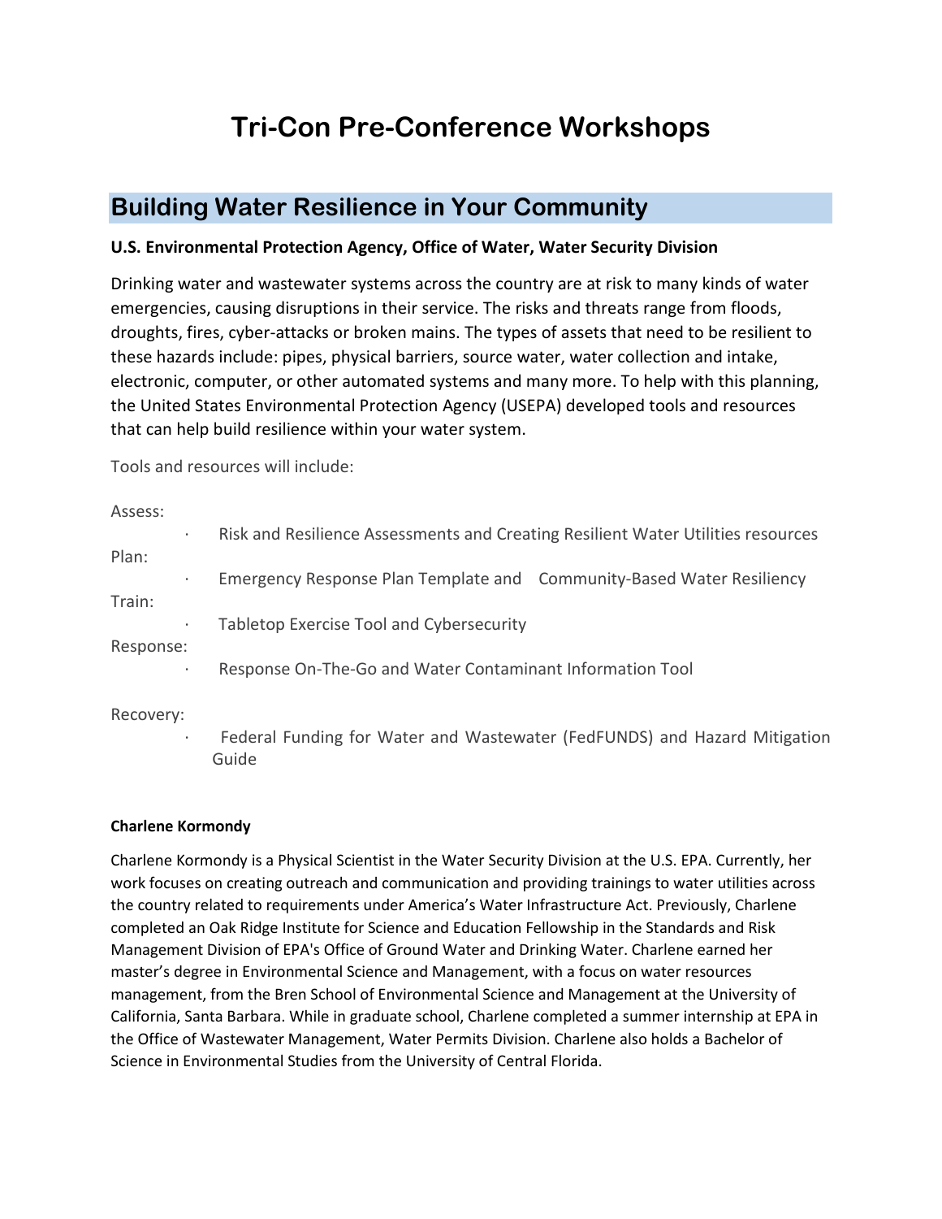# Tri-Con Pre-Conference Workshops

## Building Water Resilience in Your Community

**U.S. Environmental Protection Agency, Office of Water, Water Security Division**

Drinking water and wastewater systems across the country are at risk to many kinds of water emergencies, causing disruptions in their service. The risks and threats range from floods, droughts, fires, cyber-attacks or broken mains. The types of assets that need to be resilient to these hazards include: pipes, physical barriers, source water, water collection and intake, electronic, computer, or other automated systems and many more. To help with this planning, the United States Environmental Protection Agency (USEPA) developed tools and resources that can help build resilience within your water system.

Tools and resources will include:

Assess:

- Risk and Resilience Assessments and Creating Resilient Water Utilities resources

Plan:

- Emergency Response Plan Template and Community-Based Water Resiliency

Train:

- Tabletop Exercise Tool and Cybersecurity

Response:

- Response On-The-Go and Water Contaminant Information Tool

Recovery:

- Federal Funding for Water and Wastewater (FedFUNDS) and Hazard Mitigation Guide

**Charlene Kormondy**

Charlene Kormondy is a Physical Scientist in the Water Security Division at the U.S. EPA. Currently, her work focuses on creating outreach and communication and providing trainings to water utilities across the country related to requirements under America's Water Infrastructure Act. Previously, Charlene completed an Oak Ridge Institute for Science and Education Fellowship in the Standards and Risk Management Division of EPA's Office of Ground Water and Drinking Water. Charlene earned her master's degree in Environmental Science and Management, with a focus on water resources management, from the Bren School of Environmental Science and Management at the University of California, Santa Barbara. While in graduate school, Charlene completed a summer internship at EPA in the Office of Wastewater Management, Water Permits Division. Charlene also holds a Bachelor of Science in Environmental Studies from the University of Central Florida.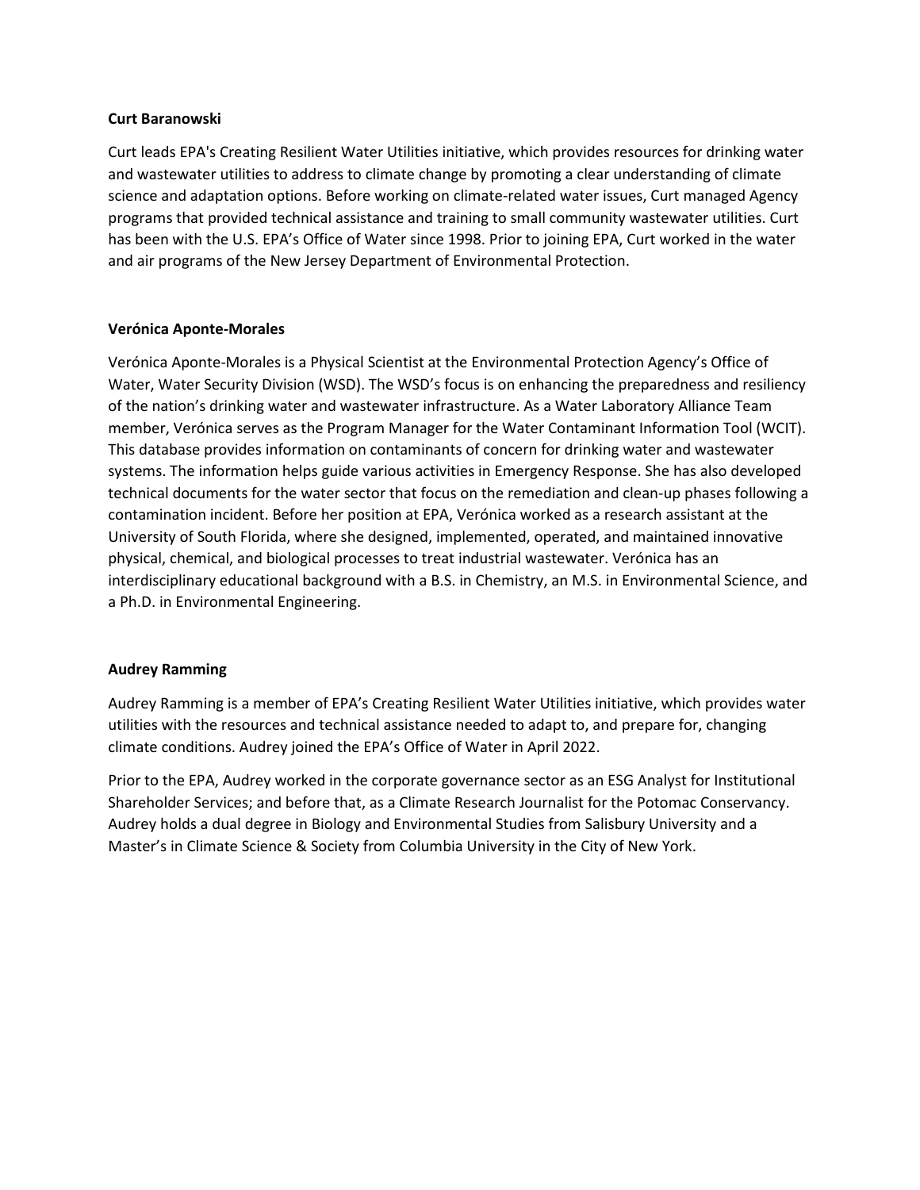**Curt Baranowski**

Curt leads EPA's Creating Resilient Water Utilities initiative, which provides resources for drinking water and wastewater utilities to address to climate change by promoting a clear understanding of climate science and adaptation options. Before working on climate-related water issues, Curt managed Agency programs that provided technical assistance and training to small community wastewater utilities. Curt has been with the U.S. EPA's Office of Water since 1998. Prior to joining EPA, Curt worked in the water and air programs of the New Jersey Department of Environmental Protection.

**Verónica Aponte-Morales**

Verónica Aponte-Morales is a Physical Scientist at the Environmental Protection Agency's Office of Water, Water Security Division (WSD). The WSD's focus is on enhancing the preparedness and resiliency of the nation's drinking water and wastewater infrastructure. As a Water Laboratory Alliance Team member, Verónica serves as the Program Manager for the Water Contaminant Information Tool (WCIT). This database provides information on contaminants of concern for drinking water and wastewater systems. The information helps guide various activities in Emergency Response. She has also developed technical documents for the water sector that focus on the remediation and clean-up phases following a contamination incident. Before her position at EPA, Verónica worked as a research assistant at the University of South Florida, where she designed, implemented, operated, and maintained innovative physical, chemical, and biological processes to treat industrial wastewater. Verónica has an interdisciplinary educational background with a B.S. in Chemistry, an M.S. in Environmental Science, and a Ph.D. in Environmental Engineering.

**Audrey Ramming**

Audrey Ramming is a member of EPA's Creating Resilient Water Utilities initiative, which provides water utilities with the resources and technical assistance needed to adapt to, and prepare for, changing climate conditions. Audrey joined the EPA's Office of Water in April 2022.

Prior to the EPA, Audrey worked in the corporate governance sector as an ESG Analyst for Institutional Shareholder Services; and before that, as a Climate Research Journalist for the Potomac Conservancy. Audrey holds a dual degree in Biology and Environmental Studies from Salisbury University and a Master's in Climate Science & Society from Columbia University in the City of New York.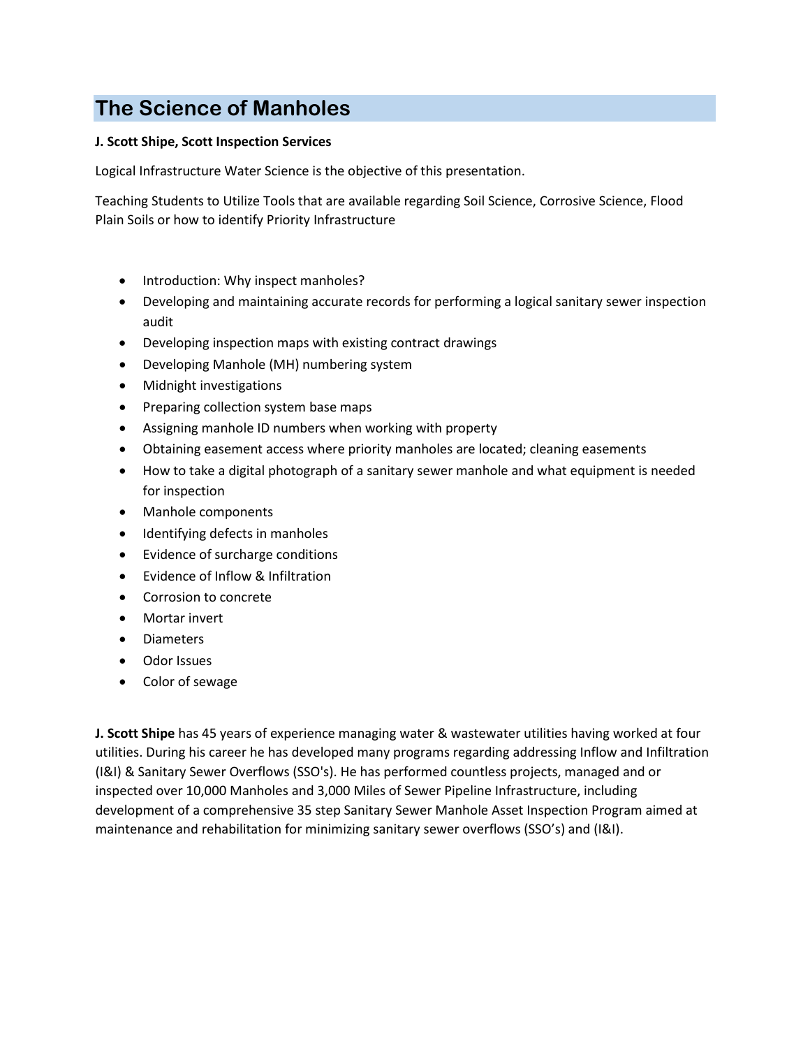# The Science of Manholes

**J. Scott Shipe, Scott Inspection Services**

Logical Infrastructure Water Science is the objective of this presentation.

Teaching Students to Utilize Tools that are available regarding Soil Science, Corrosive Science, Flood Plain Soils or how to identify Priority Infrastructure

- Introduction: Why inspect manholes?
- Developing and maintaining accurate records for performing a logical sanitary sewer inspection audit
- Developing inspection maps with existing contract drawings
- Developing Manhole (MH) numbering system
- Midnight investigations
- Preparing collection system base maps
- Assigning manhole ID numbers when working with property
- Obtaining easement access where priority manholes are located; cleaning easements
- How to take a digital photograph of a sanitary sewer manhole and what equipment is needed for inspection
- Manhole components
- Identifying defects in manholes
- Evidence of surcharge conditions
- Evidence of Inflow & Infiltration
- Corrosion to concrete
- Mortar invert
- Diameters
- Odor Issues
- Color of sewage

**J. Scott Shipe** has 45 years of experience managing water & wastewater utilities having worked at four utilities. During his career he has developed many programs regarding addressing Inflow and Infiltration (I&I) & Sanitary Sewer Overflows (SSO's). He has performed countless projects, managed and or inspected over 10,000 Manholes and 3,000 Miles of Sewer Pipeline Infrastructure, including development of a comprehensive 35 step Sanitary Sewer Manhole Asset Inspection Program aimed at maintenance and rehabilitation for minimizing sanitary sewer overflows (SSO's) and (I&I).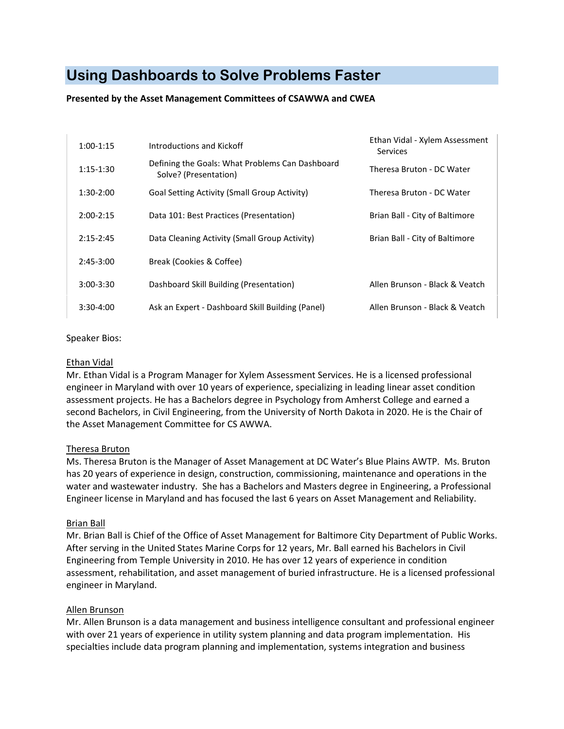# Using Dashboards to Solve Problems Faster

**Presented by the Asset Management Committees of CSAWWA and CWEA**

| | | |
|---|---|---|
| 1:00-1:15 | Introductions and Kickoff | Ethan Vidal - Xylem Assessment Services |
| 1:15-1:30 | Defining the Goals: What Problems Can Dashboard Solve? (Presentation) | Theresa Bruton - DC Water |
| 1:30-2:00 | Goal Setting Activity (Small Group Activity) | Theresa Bruton - DC Water |
| 2:00-2:15 | Data 101: Best Practices (Presentation) | Brian Ball - City of Baltimore |
| 2:15-2:45 | Data Cleaning Activity (Small Group Activity) | Brian Ball - City of Baltimore |
| 2:45-3:00 | Break (Cookies & Coffee) | |
| 3:00-3:30 | Dashboard Skill Building (Presentation) | Allen Brunson - Black & Veatch |
| 3:30-4:00 | Ask an Expert - Dashboard Skill Building (Panel) | Allen Brunson - Black & Veatch |

Speaker Bios:

Ethan Vidal

Mr. Ethan Vidal is a Program Manager for Xylem Assessment Services. He is a licensed professional engineer in Maryland with over 10 years of experience, specializing in leading linear asset condition assessment projects. He has a Bachelors degree in Psychology from Amherst College and earned a second Bachelors, in Civil Engineering, from the University of North Dakota in 2020. He is the Chair of the Asset Management Committee for CS AWWA.

Theresa Bruton

Ms. Theresa Bruton is the Manager of Asset Management at DC Water's Blue Plains AWTP. Ms. Bruton has 20 years of experience in design, construction, commissioning, maintenance and operations in the water and wastewater industry. She has a Bachelors and Masters degree in Engineering, a Professional Engineer license in Maryland and has focused the last 6 years on Asset Management and Reliability.

Brian Ball

Mr. Brian Ball is Chief of the Office of Asset Management for Baltimore City Department of Public Works. After serving in the United States Marine Corps for 12 years, Mr. Ball earned his Bachelors in Civil Engineering from Temple University in 2010. He has over 12 years of experience in condition assessment, rehabilitation, and asset management of buried infrastructure. He is a licensed professional engineer in Maryland.

Allen Brunson

Mr. Allen Brunson is a data management and business intelligence consultant and professional engineer with over 21 years of experience in utility system planning and data program implementation. His specialties include data program planning and implementation, systems integration and business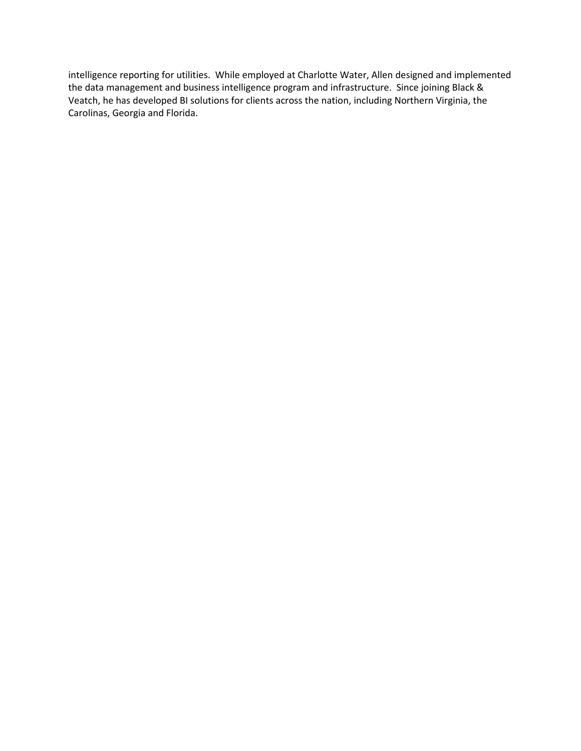intelligence reporting for utilities. While employed at Charlotte Water, Allen designed and implemented the data management and business intelligence program and infrastructure. Since joining Black & Veatch, he has developed BI solutions for clients across the nation, including Northern Virginia, the Carolinas, Georgia and Florida.